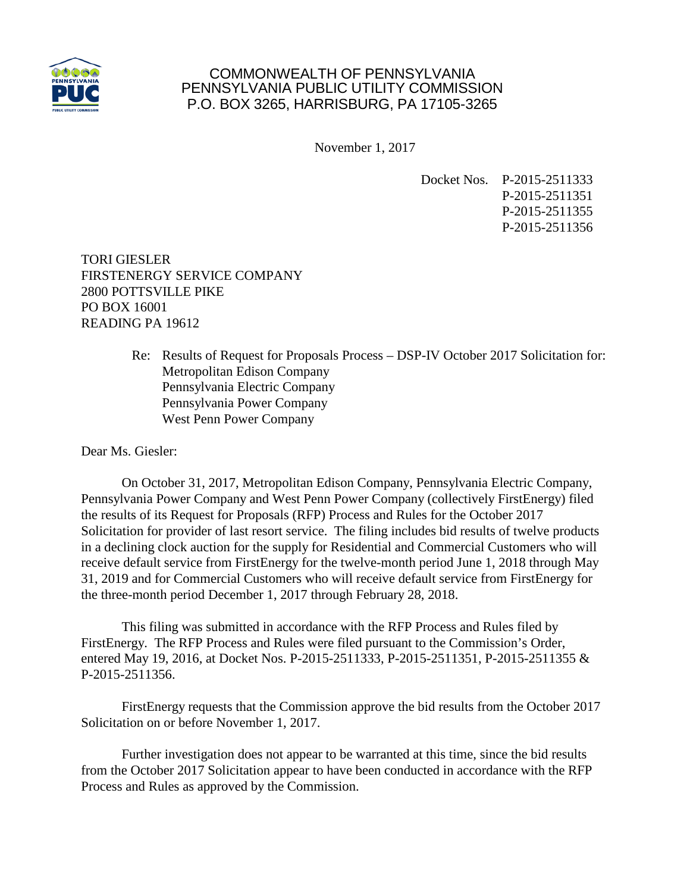COMMONWEALTH OF PENNSYLVANIA
PENNSYLVANIA PUBLIC UTILITY COMMISSION
P.O. BOX 3265, HARRISBURG, PA 17105-3265

November 1, 2017

Docket Nos. P-2015-2511333
P-2015-2511351
P-2015-2511355
P-2015-2511356

TORI GIESLER
FIRSTENERGY SERVICE COMPANY
2800 POTTSVILLE PIKE
PO BOX 16001
READING PA 19612

Re: Results of Request for Proposals Process – DSP-IV October 2017 Solicitation for:
Metropolitan Edison Company
Pennsylvania Electric Company
Pennsylvania Power Company
West Penn Power Company

Dear Ms. Giesler:

On October 31, 2017, Metropolitan Edison Company, Pennsylvania Electric Company, Pennsylvania Power Company and West Penn Power Company (collectively FirstEnergy) filed the results of its Request for Proposals (RFP) Process and Rules for the October 2017 Solicitation for provider of last resort service. The filing includes bid results of twelve products in a declining clock auction for the supply for Residential and Commercial Customers who will receive default service from FirstEnergy for the twelve-month period June 1, 2018 through May 31, 2019 and for Commercial Customers who will receive default service from FirstEnergy for the three-month period December 1, 2017 through February 28, 2018.

This filing was submitted in accordance with the RFP Process and Rules filed by FirstEnergy. The RFP Process and Rules were filed pursuant to the Commission's Order, entered May 19, 2016, at Docket Nos. P-2015-2511333, P-2015-2511351, P-2015-2511355 & P-2015-2511356.

FirstEnergy requests that the Commission approve the bid results from the October 2017 Solicitation on or before November 1, 2017.

Further investigation does not appear to be warranted at this time, since the bid results from the October 2017 Solicitation appear to have been conducted in accordance with the RFP Process and Rules as approved by the Commission.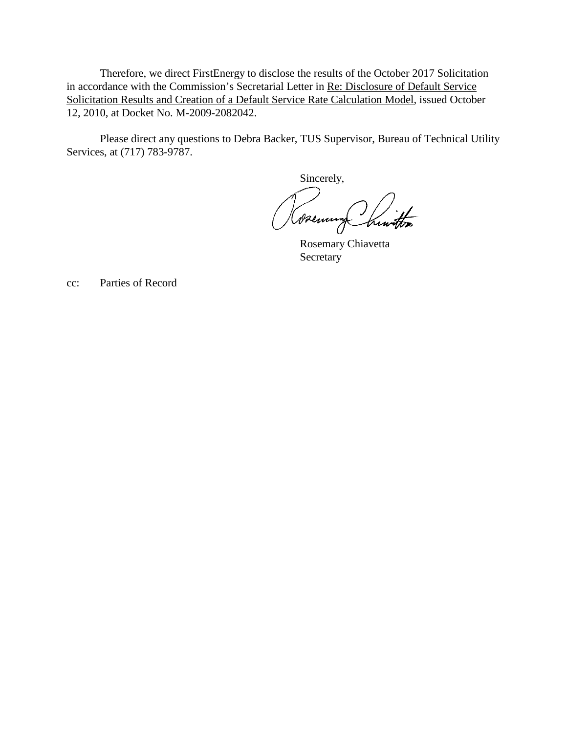Therefore, we direct FirstEnergy to disclose the results of the October 2017 Solicitation in accordance with the Commission's Secretarial Letter in Re: Disclosure of Default Service Solicitation Results and Creation of a Default Service Rate Calculation Model, issued October 12, 2010, at Docket No. M-2009-2082042.

Please direct any questions to Debra Backer, TUS Supervisor, Bureau of Technical Utility Services, at (717) 783-9787.

Sincerely,

Rosemary Chiavetta
Secretary

cc: Parties of Record